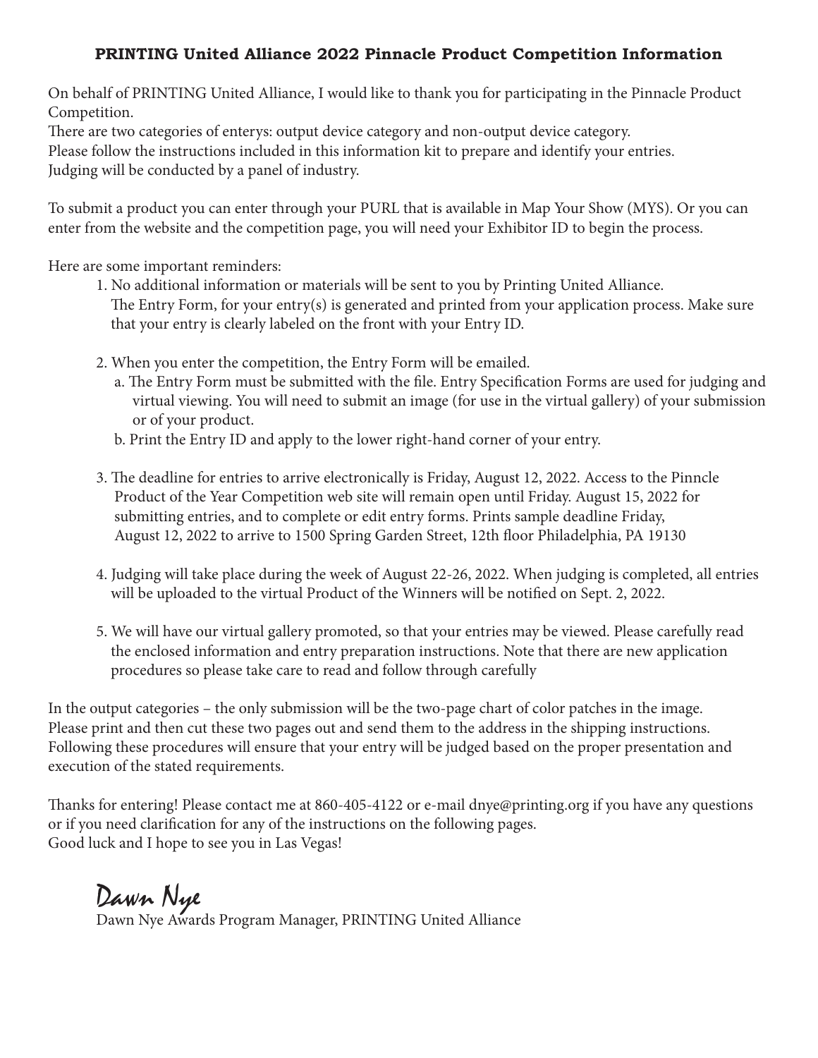**PRINTING United Alliance 2022 Pinnacle Product Competition Information**

On behalf of PRINTING United Alliance, I would like to thank you for participating in the Pinnacle Product Competition.
There are two categories of enterys: output device category and non-output device category.
Please follow the instructions included in this information kit to prepare and identify your entries.
Judging will be conducted by a panel of industry.

To submit a product you can enter through your PURL that is available in Map Your Show (MYS). Or you can enter from the website and the competition page, you will need your Exhibitor ID to begin the process.

Here are some important reminders:

1. No additional information or materials will be sent to you by Printing United Alliance.
   The Entry Form, for your entry(s) is generated and printed from your application process. Make sure that your entry is clearly labeled on the front with your Entry ID.

2. When you enter the competition, the Entry Form will be emailed.
   a. The Entry Form must be submitted with the file. Entry Specification Forms are used for judging and virtual viewing. You will need to submit an image (for use in the virtual gallery) of your submission or of your product.
   b. Print the Entry ID and apply to the lower right-hand corner of your entry.

3. The deadline for entries to arrive electronically is Friday, August 12, 2022. Access to the Pinncle Product of the Year Competition web site will remain open until Friday. August 15, 2022 for submitting entries, and to complete or edit entry forms. Prints sample deadline Friday, August 12, 2022 to arrive to 1500 Spring Garden Street, 12th floor Philadelphia, PA 19130

4. Judging will take place during the week of August 22-26, 2022. When judging is completed, all entries will be uploaded to the virtual Product of the Winners will be notified on Sept. 2, 2022.

5. We will have our virtual gallery promoted, so that your entries may be viewed. Please carefully read the enclosed information and entry preparation instructions. Note that there are new application procedures so please take care to read and follow through carefully

In the output categories – the only submission will be the two-page chart of color patches in the image. Please print and then cut these two pages out and send them to the address in the shipping instructions. Following these procedures will ensure that your entry will be judged based on the proper presentation and execution of the stated requirements.

Thanks for entering! Please contact me at 860-405-4122 or e-mail dnye@printing.org if you have any questions or if you need clarification for any of the instructions on the following pages.
Good luck and I hope to see you in Las Vegas!

Dawn Nye

Dawn Nye Awards Program Manager, PRINTING United Alliance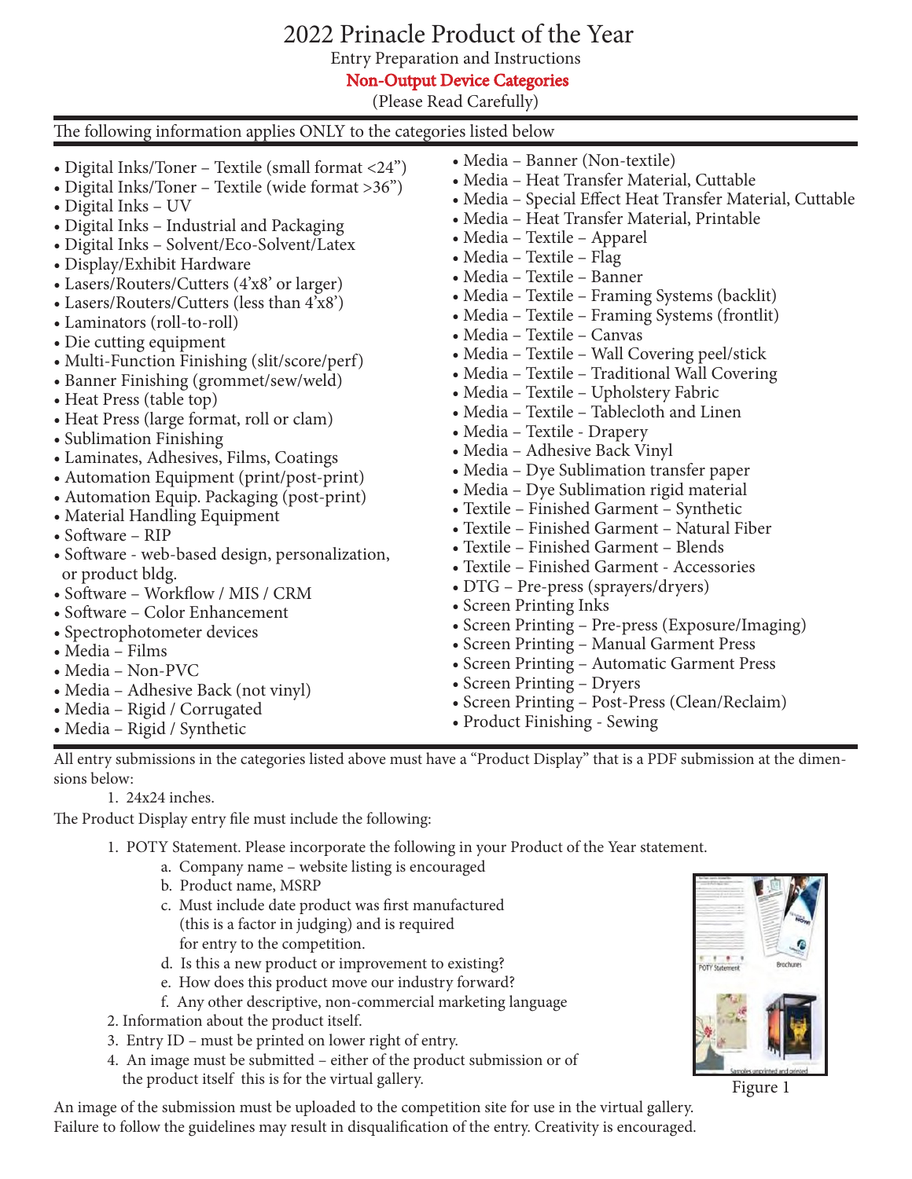# 2022 Prinacle Product of the Year

Entry Preparation and Instructions

**Non-Output Device Categories**

(Please Read Carefully)

The following information applies ONLY to the categories listed below

- Digital Inks/Toner – Textile (small format <24")
- Digital Inks/Toner – Textile (wide format >36")
- Digital Inks – UV
- Digital Inks – Industrial and Packaging
- Digital Inks – Solvent/Eco-Solvent/Latex
- Display/Exhibit Hardware
- Lasers/Routers/Cutters (4'x8' or larger)
- Lasers/Routers/Cutters (less than 4'x8')
- Laminators (roll-to-roll)
- Die cutting equipment
- Multi-Function Finishing (slit/score/perf)
- Banner Finishing (grommet/sew/weld)
- Heat Press (table top)
- Heat Press (large format, roll or clam)
- Sublimation Finishing
- Laminates, Adhesives, Films, Coatings
- Automation Equipment (print/post-print)
- Automation Equip. Packaging (post-print)
- Material Handling Equipment
- Software – RIP
- Software - web-based design, personalization, or product bldg.
- Software – Workflow / MIS / CRM
- Software – Color Enhancement
- Spectrophotometer devices
- Media – Films
- Media – Non-PVC
- Media – Adhesive Back (not vinyl)
- Media – Rigid / Corrugated
- Media – Rigid / Synthetic
- Media – Banner (Non-textile)
- Media – Heat Transfer Material, Cuttable
- Media – Special Effect Heat Transfer Material, Cuttable
- Media – Heat Transfer Material, Printable
- Media – Textile – Apparel
- Media – Textile – Flag
- Media – Textile – Banner
- Media – Textile – Framing Systems (backlit)
- Media – Textile – Framing Systems (frontlit)
- Media – Textile – Canvas
- Media – Textile – Wall Covering peel/stick
- Media – Textile – Traditional Wall Covering
- Media – Textile – Upholstery Fabric
- Media – Textile – Tablecloth and Linen
- Media – Textile - Drapery
- Media – Adhesive Back Vinyl
- Media – Dye Sublimation transfer paper
- Media – Dye Sublimation rigid material
- Textile – Finished Garment – Synthetic
- Textile – Finished Garment – Natural Fiber
- Textile – Finished Garment – Blends
- Textile – Finished Garment - Accessories
- DTG – Pre-press (sprayers/dryers)
- Screen Printing Inks
- Screen Printing – Pre-press (Exposure/Imaging)
- Screen Printing – Manual Garment Press
- Screen Printing – Automatic Garment Press
- Screen Printing – Dryers
- Screen Printing – Post-Press (Clean/Reclaim)
- Product Finishing - Sewing

All entry submissions in the categories listed above must have a "Product Display" that is a PDF submission at the dimensions below:

1. 24x24 inches.

The Product Display entry file must include the following:

1. POTY Statement. Please incorporate the following in your Product of the Year statement.
   a. Company name – website listing is encouraged
   b. Product name, MSRP
   c. Must include date product was first manufactured (this is a factor in judging) and is required for entry to the competition.
   d. Is this a new product or improvement to existing?
   e. How does this product move our industry forward?
   f. Any other descriptive, non-commercial marketing language
2. Information about the product itself.
3. Entry ID – must be printed on lower right of entry.
4. An image must be submitted – either of the product submission or of the product itself this is for the virtual gallery.

Figure 1

An image of the submission must be uploaded to the competition site for use in the virtual gallery. Failure to follow the guidelines may result in disqualification of the entry. Creativity is encouraged.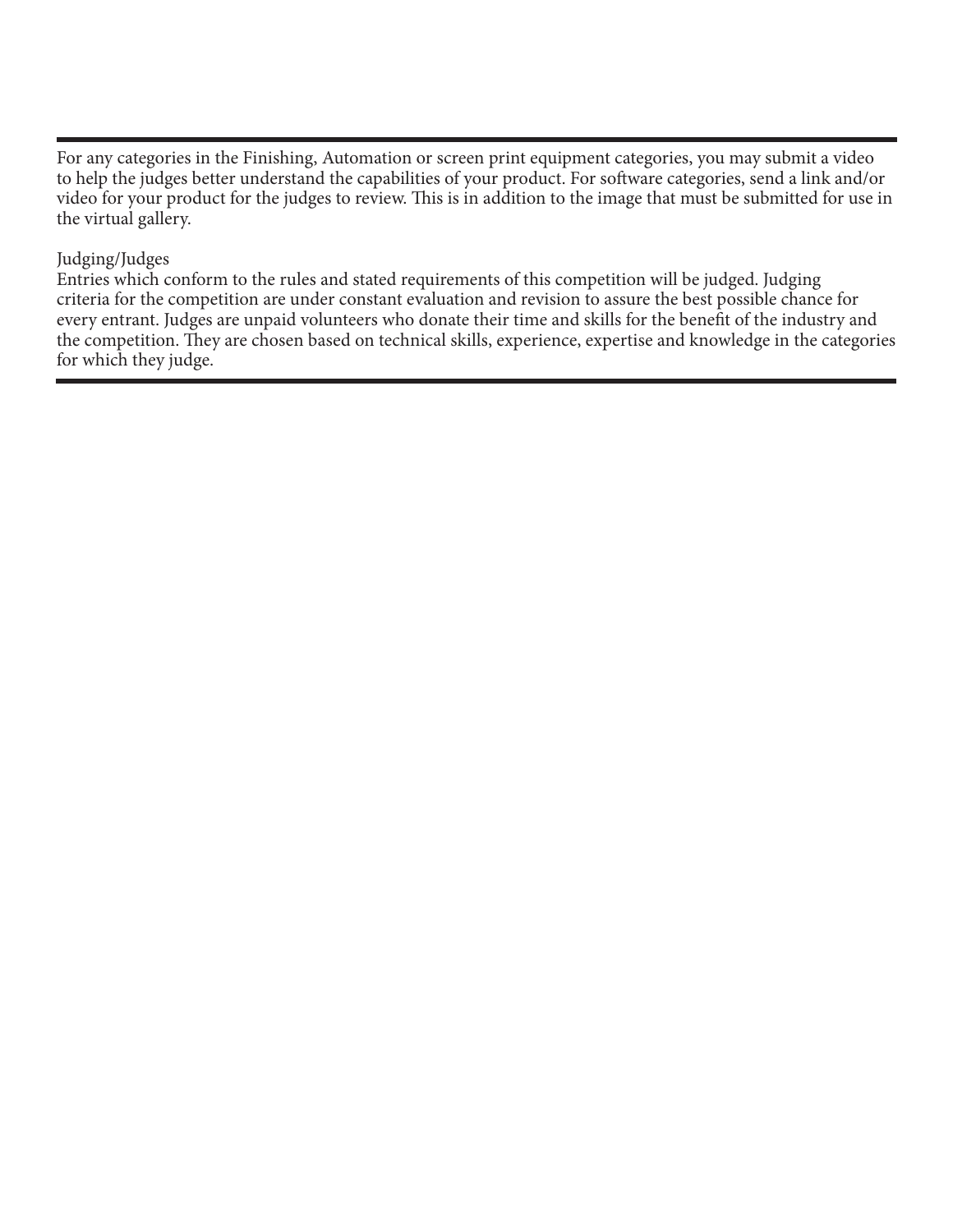For any categories in the Finishing, Automation or screen print equipment categories, you may submit a video to help the judges better understand the capabilities of your product. For software categories, send a link and/or video for your product for the judges to review. This is in addition to the image that must be submitted for use in the virtual gallery.

Judging/Judges

Entries which conform to the rules and stated requirements of this competition will be judged. Judging criteria for the competition are under constant evaluation and revision to assure the best possible chance for every entrant. Judges are unpaid volunteers who donate their time and skills for the benefit of the industry and the competition. They are chosen based on technical skills, experience, expertise and knowledge in the categories for which they judge.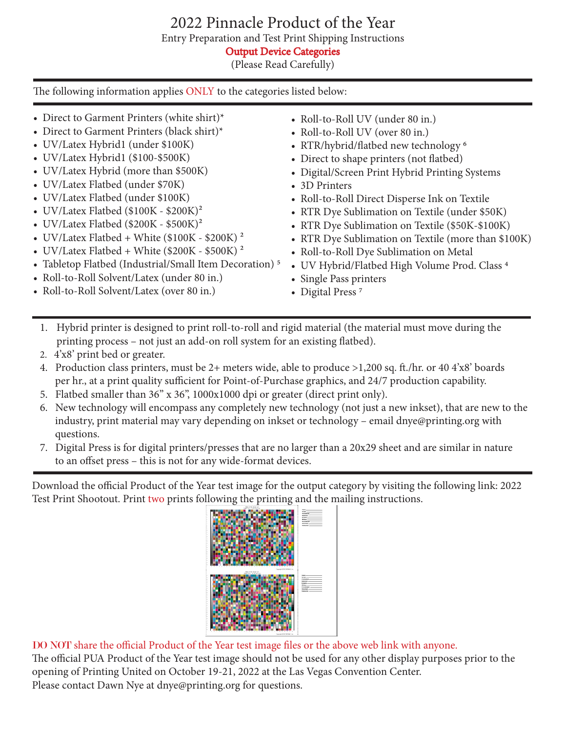# 2022 Pinnacle Product of the Year

Entry Preparation and Test Print Shipping Instructions

**Output Device Categories**

(Please Read Carefully)

The following information applies ONLY to the categories listed below:

- Direct to Garment Printers (white shirt)*
- Direct to Garment Printers (black shirt)*
- UV/Latex Hybrid1 (under $100K)
- UV/Latex Hybrid1 ($100-$500K)
- UV/Latex Hybrid (more than $500K)
- UV/Latex Flatbed (under $70K)
- UV/Latex Flatbed (under $100K)
- UV/Latex Flatbed ($100K - $200K)[2]
- UV/Latex Flatbed ($200K - $500K)[2]
- UV/Latex Flatbed + White ($100K - $200K) [2]
- UV/Latex Flatbed + White ($200K - $500K) [2]
- Tabletop Flatbed (Industrial/Small Item Decoration) [5]
- Roll-to-Roll Solvent/Latex (under 80 in.)
- Roll-to-Roll Solvent/Latex (over 80 in.)
- Roll-to-Roll UV (under 80 in.)
- Roll-to-Roll UV (over 80 in.)
- RTR/hybrid/flatbed new technology [6]
- Direct to shape printers (not flatbed)
- Digital/Screen Print Hybrid Printing Systems
- 3D Printers
- Roll-to-Roll Direct Disperse Ink on Textile
- RTR Dye Sublimation on Textile (under $50K)
- RTR Dye Sublimation on Textile ($50K-$100K)
- RTR Dye Sublimation on Textile (more than $100K)
- Roll-to-Roll Dye Sublimation on Metal
- UV Hybrid/Flatbed High Volume Prod. Class [4]
- Single Pass printers
- Digital Press [7]

1. Hybrid printer is designed to print roll-to-roll and rigid material (the material must move during the printing process – not just an add-on roll system for an existing flatbed).
2. 4'x8' print bed or greater.
4. Production class printers, must be 2+ meters wide, able to produce >1,200 sq. ft./hr. or 40 4'x8' boards per hr., at a print quality sufficient for Point-of-Purchase graphics, and 24/7 production capability.
5. Flatbed smaller than 36" x 36", 1000x1000 dpi or greater (direct print only).
6. New technology will encompass any completely new technology (not just a new inkset), that are new to the industry, print material may vary depending on inkset or technology – email dnye@printing.org with questions.
7. Digital Press is for digital printers/presses that are no larger than a 20x29 sheet and are similar in nature to an offset press – this is not for any wide-format devices.

Download the official Product of the Year test image for the output category by visiting the following link: 2022 Test Print Shootout. Print two prints following the printing and the mailing instructions.

DO NOT share the official Product of the Year test image files or the above web link with anyone.

The official PUA Product of the Year test image should not be used for any other display purposes prior to the opening of Printing United on October 19-21, 2022 at the Las Vegas Convention Center.

Please contact Dawn Nye at dnye@printing.org for questions.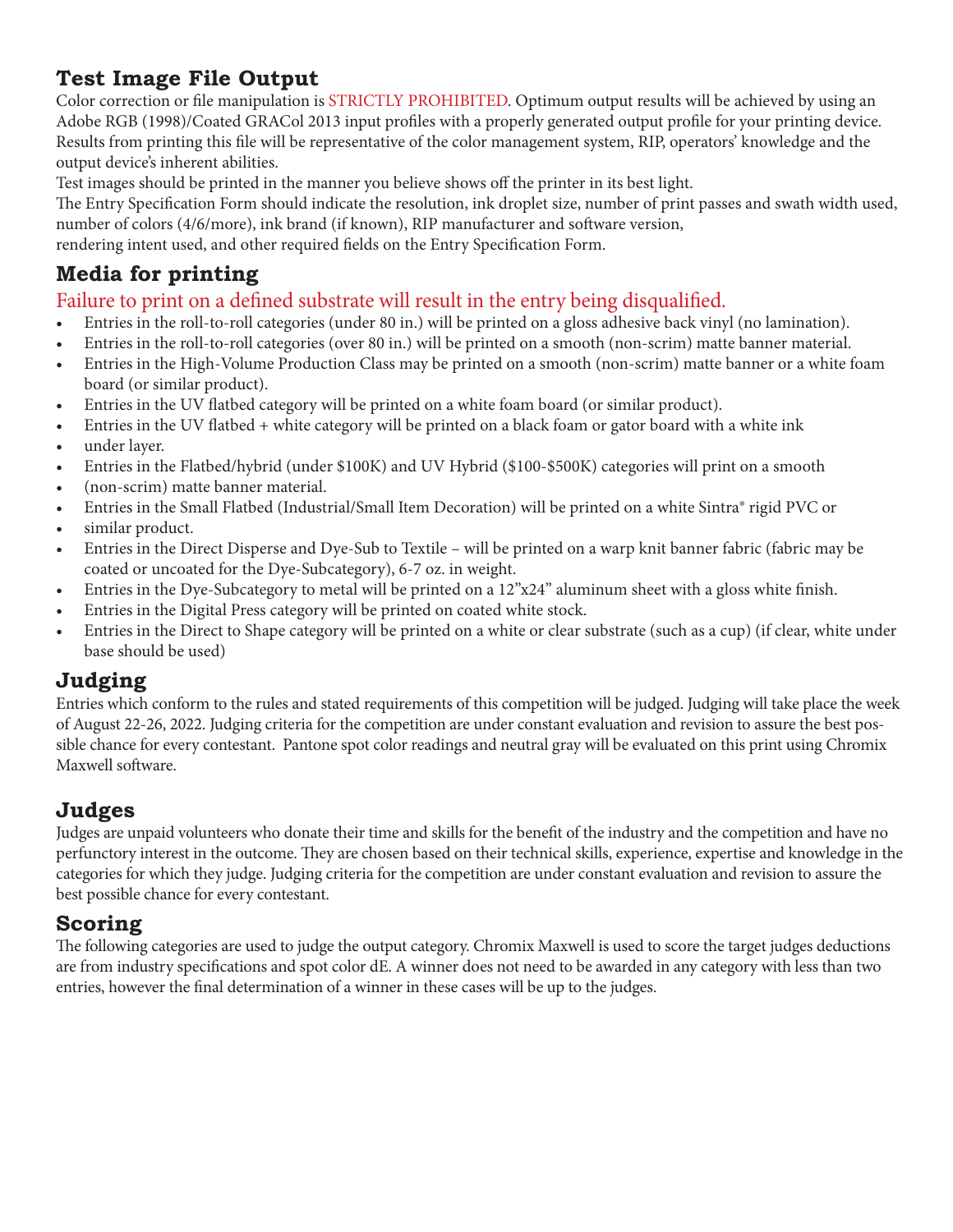## Test Image File Output

Color correction or file manipulation is STRICTLY PROHIBITED. Optimum output results will be achieved by using an Adobe RGB (1998)/Coated GRACol 2013 input profiles with a properly generated output profile for your printing device. Results from printing this file will be representative of the color management system, RIP, operators' knowledge and the output device's inherent abilities.

Test images should be printed in the manner you believe shows off the printer in its best light.

The Entry Specification Form should indicate the resolution, ink droplet size, number of print passes and swath width used, number of colors (4/6/more), ink brand (if known), RIP manufacturer and software version, rendering intent used, and other required fields on the Entry Specification Form.

## Media for printing

Failure to print on a defined substrate will result in the entry being disqualified.

- Entries in the roll-to-roll categories (under 80 in.) will be printed on a gloss adhesive back vinyl (no lamination).
- Entries in the roll-to-roll categories (over 80 in.) will be printed on a smooth (non-scrim) matte banner material.
- Entries in the High-Volume Production Class may be printed on a smooth (non-scrim) matte banner or a white foam board (or similar product).
- Entries in the UV flatbed category will be printed on a white foam board (or similar product).
- Entries in the UV flatbed + white category will be printed on a black foam or gator board with a white ink
- under layer.
- Entries in the Flatbed/hybrid (under $100K) and UV Hybrid ($100-$500K) categories will print on a smooth
- (non-scrim) matte banner material.
- Entries in the Small Flatbed (Industrial/Small Item Decoration) will be printed on a white Sintra® rigid PVC or
- similar product.
- Entries in the Direct Disperse and Dye-Sub to Textile – will be printed on a warp knit banner fabric (fabric may be coated or uncoated for the Dye-Subcategory), 6-7 oz. in weight.
- Entries in the Dye-Subcategory to metal will be printed on a 12"x24" aluminum sheet with a gloss white finish.
- Entries in the Digital Press category will be printed on coated white stock.
- Entries in the Direct to Shape category will be printed on a white or clear substrate (such as a cup) (if clear, white under base should be used)

## Judging

Entries which conform to the rules and stated requirements of this competition will be judged. Judging will take place the week of August 22-26, 2022. Judging criteria for the competition are under constant evaluation and revision to assure the best possible chance for every contestant. Pantone spot color readings and neutral gray will be evaluated on this print using Chromix Maxwell software.

## Judges

Judges are unpaid volunteers who donate their time and skills for the benefit of the industry and the competition and have no perfunctory interest in the outcome. They are chosen based on their technical skills, experience, expertise and knowledge in the categories for which they judge. Judging criteria for the competition are under constant evaluation and revision to assure the best possible chance for every contestant.

## Scoring

The following categories are used to judge the output category. Chromix Maxwell is used to score the target judges deductions are from industry specifications and spot color dE. A winner does not need to be awarded in any category with less than two entries, however the final determination of a winner in these cases will be up to the judges.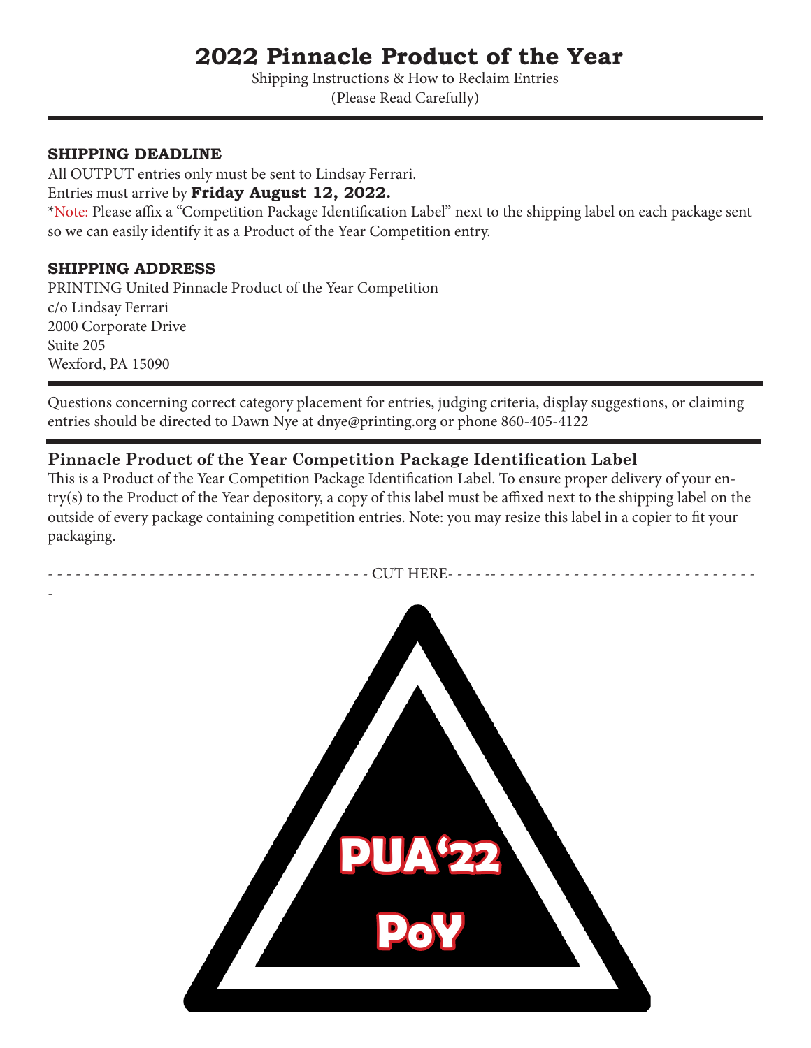# 2022 Pinnacle Product of the Year

Shipping Instructions & How to Reclaim Entries
(Please Read Carefully)

---

### SHIPPING DEADLINE

All OUTPUT entries only must be sent to Lindsay Ferrari.
Entries must arrive by **Friday August 12, 2022.**
*Note: Please affix a "Competition Package Identification Label" next to the shipping label on each package sent so we can easily identify it as a Product of the Year Competition entry.

### SHIPPING ADDRESS

PRINTING United Pinnacle Product of the Year Competition
c/o Lindsay Ferrari
2000 Corporate Drive
Suite 205
Wexford, PA 15090

---

Questions concerning correct category placement for entries, judging criteria, display suggestions, or claiming entries should be directed to Dawn Nye at dnye@printing.org or phone 860-405-4122

---

### Pinnacle Product of the Year Competition Package Identification Label

This is a Product of the Year Competition Package Identification Label. To ensure proper delivery of your entry(s) to the Product of the Year depository, a copy of this label must be affixed next to the shipping label on the outside of every package containing competition entries. Note: you may resize this label in a copier to fit your packaging.

- - - - - - - - - - - - - - - - - - - - - - - - - - - - - - - - - - - CUT HERE- - - - - - - - - - - - - - - - - - - - - - - - - - - - - - - - - -

PUA'22

PoY